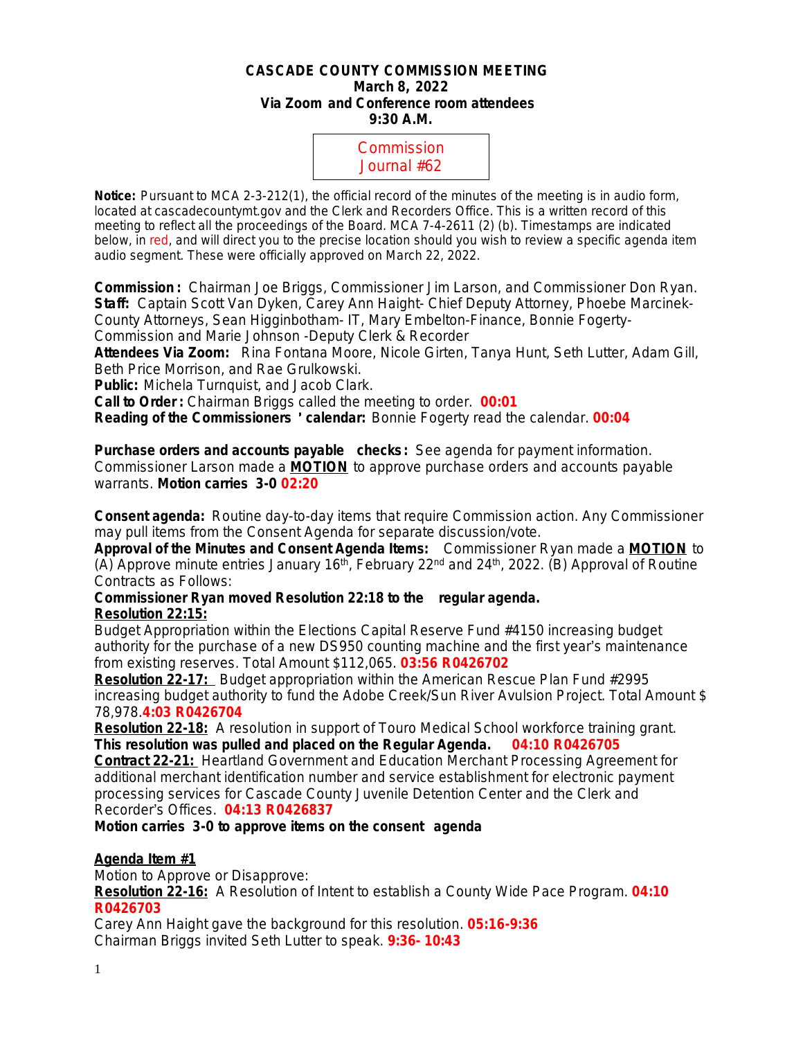**CASCADE COUNTY COMMISSION MEETING**
**March 8, 2022**
**Via Zoom and Conference room attendees**
**9:30 A.M.**

Commission Journal #62

**Notice:** Pursuant to MCA 2-3-212(1), the official record of the minutes of the meeting is in audio form, located at cascadecountymt.gov and the Clerk and Recorders Office. This is a written record of this meeting to reflect all the proceedings of the Board. MCA 7-4-2611 (2) (b). Timestamps are indicated below, in red, and will direct you to the precise location should you wish to review a specific agenda item audio segment. These were officially approved on March 22, 2022.

**Commission:** Chairman Joe Briggs, Commissioner Jim Larson, and Commissioner Don Ryan.
**Staff:** Captain Scott Van Dyken, Carey Ann Haight- Chief Deputy Attorney, Phoebe Marcinek- County Attorneys, Sean Higginbotham- IT, Mary Embelton-Finance, Bonnie Fogerty- Commission and Marie Johnson -Deputy Clerk & Recorder
**Attendees Via Zoom:** Rina Fontana Moore, Nicole Girten, Tanya Hunt, Seth Lutter, Adam Gill, Beth Price Morrison, and Rae Grulkowski.
**Public:** Michela Turnquist, and Jacob Clark.
**Call to Order:** Chairman Briggs called the meeting to order. **00:01**
**Reading of the Commissioners' calendar:** Bonnie Fogerty read the calendar. **00:04**

**Purchase orders and accounts payable checks:** See agenda for payment information. Commissioner Larson made a **MOTION** to approve purchase orders and accounts payable warrants. **Motion carries 3-0 02:20**

**Consent agenda:** Routine day-to-day items that require Commission action. Any Commissioner may pull items from the Consent Agenda for separate discussion/vote.
**Approval of the Minutes and Consent Agenda Items:** Commissioner Ryan made a **MOTION** to (A) Approve minute entries January 16th, February 22nd and 24th, 2022. (B) Approval of Routine Contracts as Follows:
**Commissioner Ryan moved Resolution 22:18 to the regular agenda.**
**Resolution 22:15:**
Budget Appropriation within the Elections Capital Reserve Fund #4150 increasing budget authority for the purchase of a new DS950 counting machine and the first year's maintenance from existing reserves. Total Amount $112,065. **03:56 R0426702**
**Resolution 22-17:** Budget appropriation within the American Rescue Plan Fund #2995 increasing budget authority to fund the Adobe Creek/Sun River Avulsion Project. Total Amount $ 78,978. **4:03 R0426704**
**Resolution 22-18:** A resolution in support of Touro Medical School workforce training grant. **This resolution was pulled and placed on the Regular Agenda. 04:10 R0426705**
**Contract 22-21:** Heartland Government and Education Merchant Processing Agreement for additional merchant identification number and service establishment for electronic payment processing services for Cascade County Juvenile Detention Center and the Clerk and Recorder's Offices. **04:13 R0426837**
**Motion carries 3-0 to approve items on the consent agenda**

**Agenda Item #1**
Motion to Approve or Disapprove:
**Resolution 22-16:** A Resolution of Intent to establish a County Wide Pace Program. **04:10 R0426703**
Carey Ann Haight gave the background for this resolution. **05:16-9:36**
Chairman Briggs invited Seth Lutter to speak. **9:36- 10:43**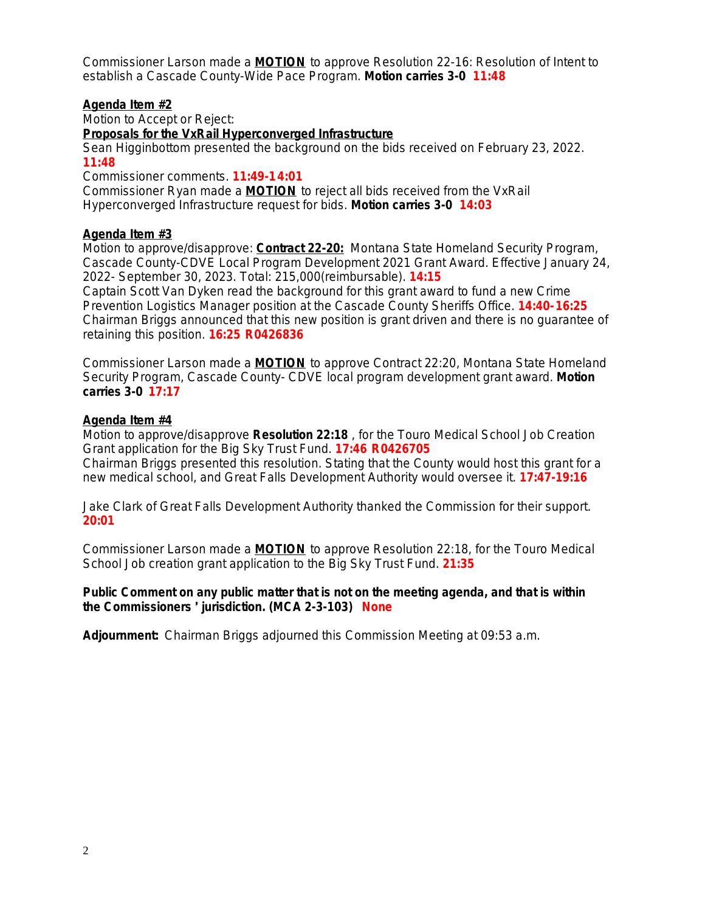Commissioner Larson made a **MOTION** to approve Resolution 22-16: Resolution of Intent to establish a Cascade County-Wide Pace Program. **Motion carries 3-0** **11:48**

**Agenda Item #2**

Motion to Accept or Reject:

**Proposals for the VxRail Hyperconverged Infrastructure**

Sean Higginbottom presented the background on the bids received on February 23, 2022. **11:48**

Commissioner comments. **11:49-14:01**

Commissioner Ryan made a **MOTION** to reject all bids received from the VxRail Hyperconverged Infrastructure request for bids. **Motion carries 3-0** **14:03**

**Agenda Item #3**

Motion to approve/disapprove: **Contract 22-20:** Montana State Homeland Security Program, Cascade County-CDVE Local Program Development 2021 Grant Award. Effective January 24, 2022- September 30, 2023. Total: 215,000(reimbursable). **14:15**

Captain Scott Van Dyken read the background for this grant award to fund a new Crime Prevention Logistics Manager position at the Cascade County Sheriffs Office. **14:40-16:25**

Chairman Briggs announced that this new position is grant driven and there is no guarantee of retaining this position. **16:25 R0426836**

Commissioner Larson made a **MOTION** to approve Contract 22:20, Montana State Homeland Security Program, Cascade County- CDVE local program development grant award. **Motion carries 3-0** **17:17**

**Agenda Item #4**

Motion to approve/disapprove **Resolution 22:18**, for the Touro Medical School Job Creation Grant application for the Big Sky Trust Fund. **17:46 R0426705**

Chairman Briggs presented this resolution. Stating that the County would host this grant for a new medical school, and Great Falls Development Authority would oversee it. **17:47-19:16**

Jake Clark of Great Falls Development Authority thanked the Commission for their support. **20:01**

Commissioner Larson made a **MOTION** to approve Resolution 22:18, for the Touro Medical School Job creation grant application to the Big Sky Trust Fund. **21:35**

**Public Comment on any public matter that is not on the meeting agenda, and that is within the Commissioners ' jurisdiction. (MCA 2-3-103)** **None**

**Adjournment:** Chairman Briggs adjourned this Commission Meeting at 09:53 a.m.